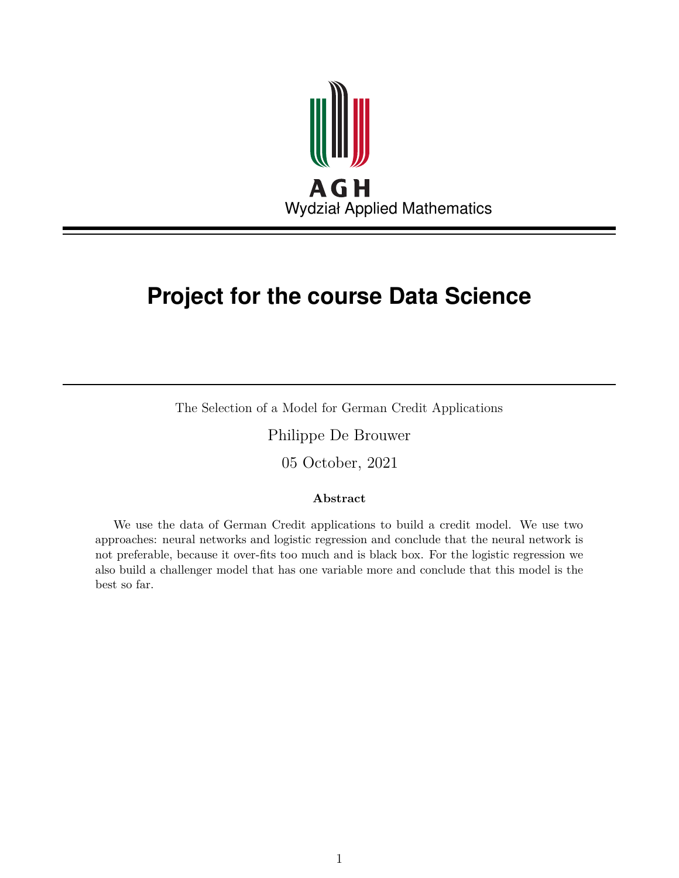AGH

Wydział Applied Mathematics

# Project for the course Data Science

The Selection of a Model for German Credit Applications

Philippe De Brouwer

05 October, 2021

**Abstract**

We use the data of German Credit applications to build a credit model. We use two approaches: neural networks and logistic regression and conclude that the neural network is not preferable, because it over-fits too much and is black box. For the logistic regression we also build a challenger model that has one variable more and conclude that this model is the best so far.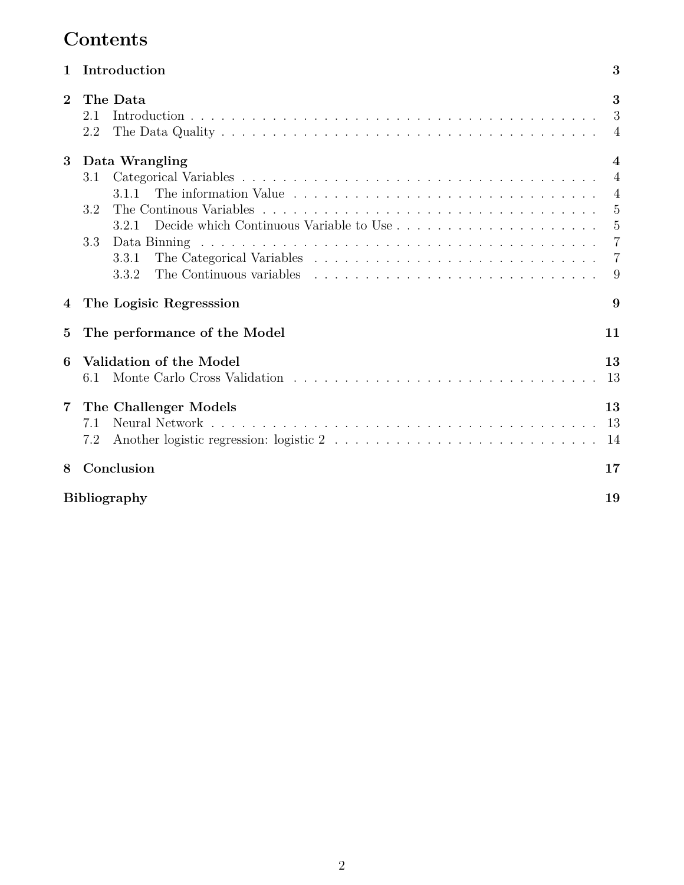# Contents

**1 Introduction** **3**

**2 The Data** **3**

- 2.1 Introduction . . . . . . . . . . . . . . . . . . . . . . . . . . . . . . . . . . . . . . . . . 3
- 2.2 The Data Quality . . . . . . . . . . . . . . . . . . . . . . . . . . . . . . . . . . . . . . 4

**3 Data Wrangling** **4**

- 3.1 Categorical Variables . . . . . . . . . . . . . . . . . . . . . . . . . . . . . . . . . . . . 4
  - 3.1.1 The information Value . . . . . . . . . . . . . . . . . . . . . . . . . . . . . . 4
- 3.2 The Continous Variables . . . . . . . . . . . . . . . . . . . . . . . . . . . . . . . . . 5
  - 3.2.1 Decide which Continuous Variable to Use . . . . . . . . . . . . . . . . . . . 5
- 3.3 Data Binning . . . . . . . . . . . . . . . . . . . . . . . . . . . . . . . . . . . . . . . . 7
  - 3.3.1 The Categorical Variables . . . . . . . . . . . . . . . . . . . . . . . . . . . . 7
  - 3.3.2 The Continuous variables . . . . . . . . . . . . . . . . . . . . . . . . . . . . 9

**4 The Logisic Regresssion** **9**

**5 The performance of the Model** **11**

**6 Validation of the Model** **13**

- 6.1 Monte Carlo Cross Validation . . . . . . . . . . . . . . . . . . . . . . . . . . . . . . 13

**7 The Challenger Models** **13**

- 7.1 Neural Network . . . . . . . . . . . . . . . . . . . . . . . . . . . . . . . . . . . . . . . 13
- 7.2 Another logistic regression: logistic 2 . . . . . . . . . . . . . . . . . . . . . . . . . . 14

**8 Conclusion** **17**

**Bibliography** **19**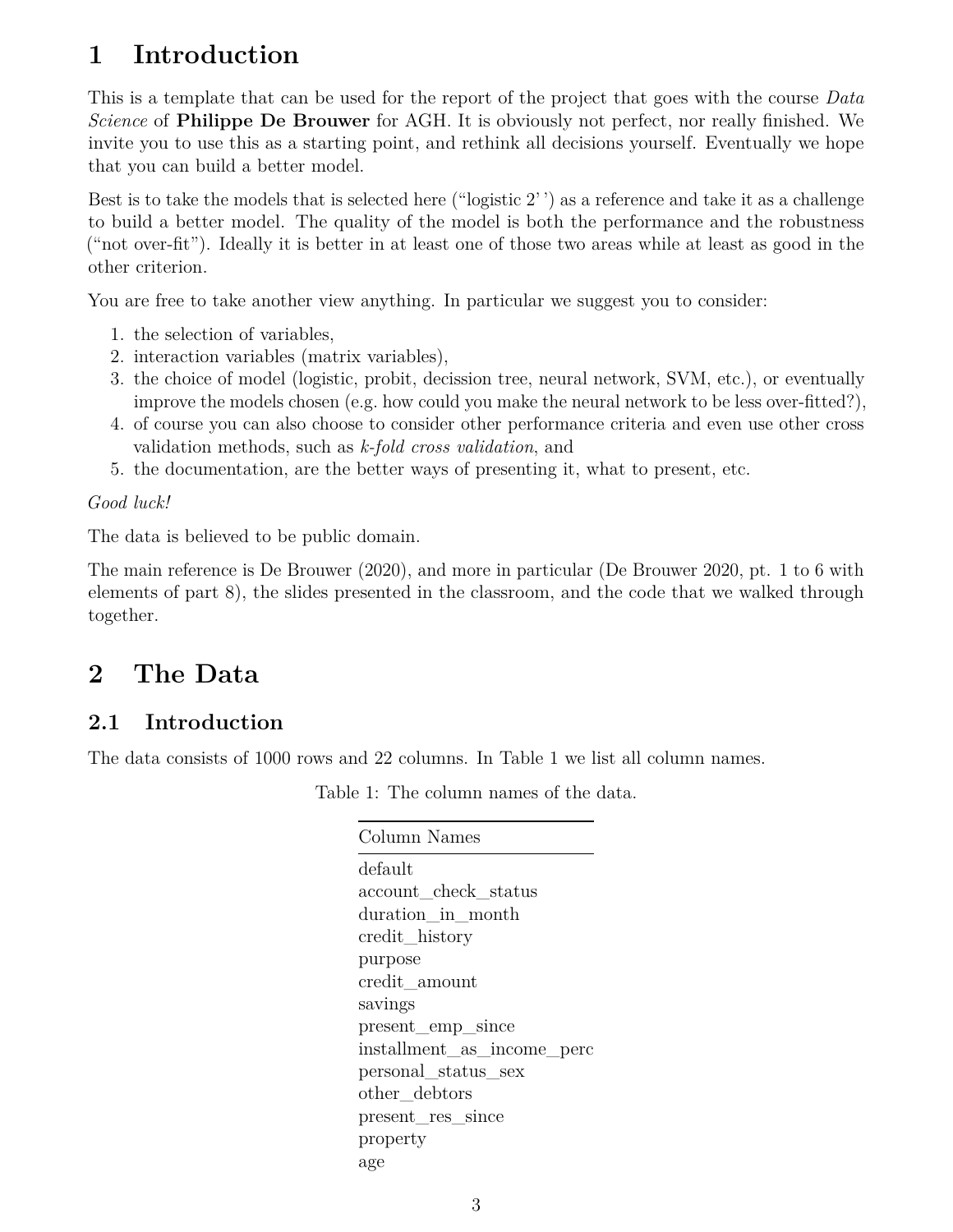# 1 Introduction

This is a template that can be used for the report of the project that goes with the course *Data Science* of **Philippe De Brouwer** for AGH. It is obviously not perfect, nor really finished. We invite you to use this as a starting point, and rethink all decisions yourself. Eventually we hope that you can build a better model.

Best is to take the models that is selected here ("logistic 2' ') as a reference and take it as a challenge to build a better model. The quality of the model is both the performance and the robustness ("not over-fit"). Ideally it is better in at least one of those two areas while at least as good in the other criterion.

You are free to take another view anything. In particular we suggest you to consider:

1. the selection of variables,
2. interaction variables (matrix variables),
3. the choice of model (logistic, probit, decission tree, neural network, SVM, etc.), or eventually improve the models chosen (e.g. how could you make the neural network to be less over-fitted?),
4. of course you can also choose to consider other performance criteria and even use other cross validation methods, such as *k-fold cross validation*, and
5. the documentation, are the better ways of presenting it, what to present, etc.

*Good luck!*

The data is believed to be public domain.

The main reference is De Brouwer (2020), and more in particular (De Brouwer 2020, pt. 1 to 6 with elements of part 8), the slides presented in the classroom, and the code that we walked through together.

# 2 The Data

## 2.1 Introduction

The data consists of 1000 rows and 22 columns. In Table 1 we list all column names.

Table 1: The column names of the data.

| Column Names |
|---|
| default |
| account_check_status |
| duration_in_month |
| credit_history |
| purpose |
| credit_amount |
| savings |
| present_emp_since |
| installment_as_income_perc |
| personal_status_sex |
| other_debtors |
| present_res_since |
| property |
| age |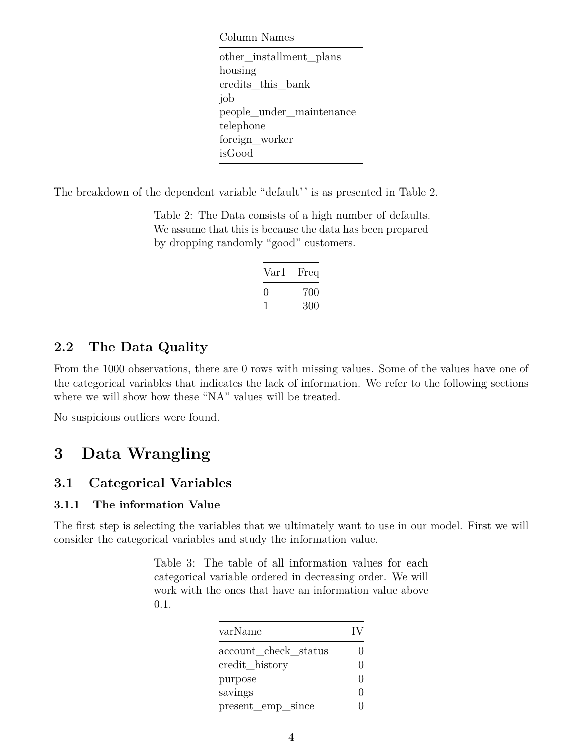| Column Names |
|---|
| other_installment_plans |
| housing |
| credits_this_bank |
| job |
| people_under_maintenance |
| telephone |
| foreign_worker |
| isGood |

The breakdown of the dependent variable "default'' is as presented in Table 2.

Table 2: The Data consists of a high number of defaults. We assume that this is because the data has been prepared by dropping randomly "good" customers.

| Var1 | Freq |
|---|---|
| 0 | 700 |
| 1 | 300 |

## 2.2 The Data Quality

From the 1000 observations, there are 0 rows with missing values. Some of the values have one of the categorical variables that indicates the lack of information. We refer to the following sections where we will show how these "NA" values will be treated.

No suspicious outliers were found.

# 3 Data Wrangling

## 3.1 Categorical Variables

### 3.1.1 The information Value

The first step is selecting the variables that we ultimately want to use in our model. First we will consider the categorical variables and study the information value.

Table 3: The table of all information values for each categorical variable ordered in decreasing order. We will work with the ones that have an information value above 0.1.

| varName | IV |
|---|---|
| account_check_status | 0 |
| credit_history | 0 |
| purpose | 0 |
| savings | 0 |
| present_emp_since | 0 |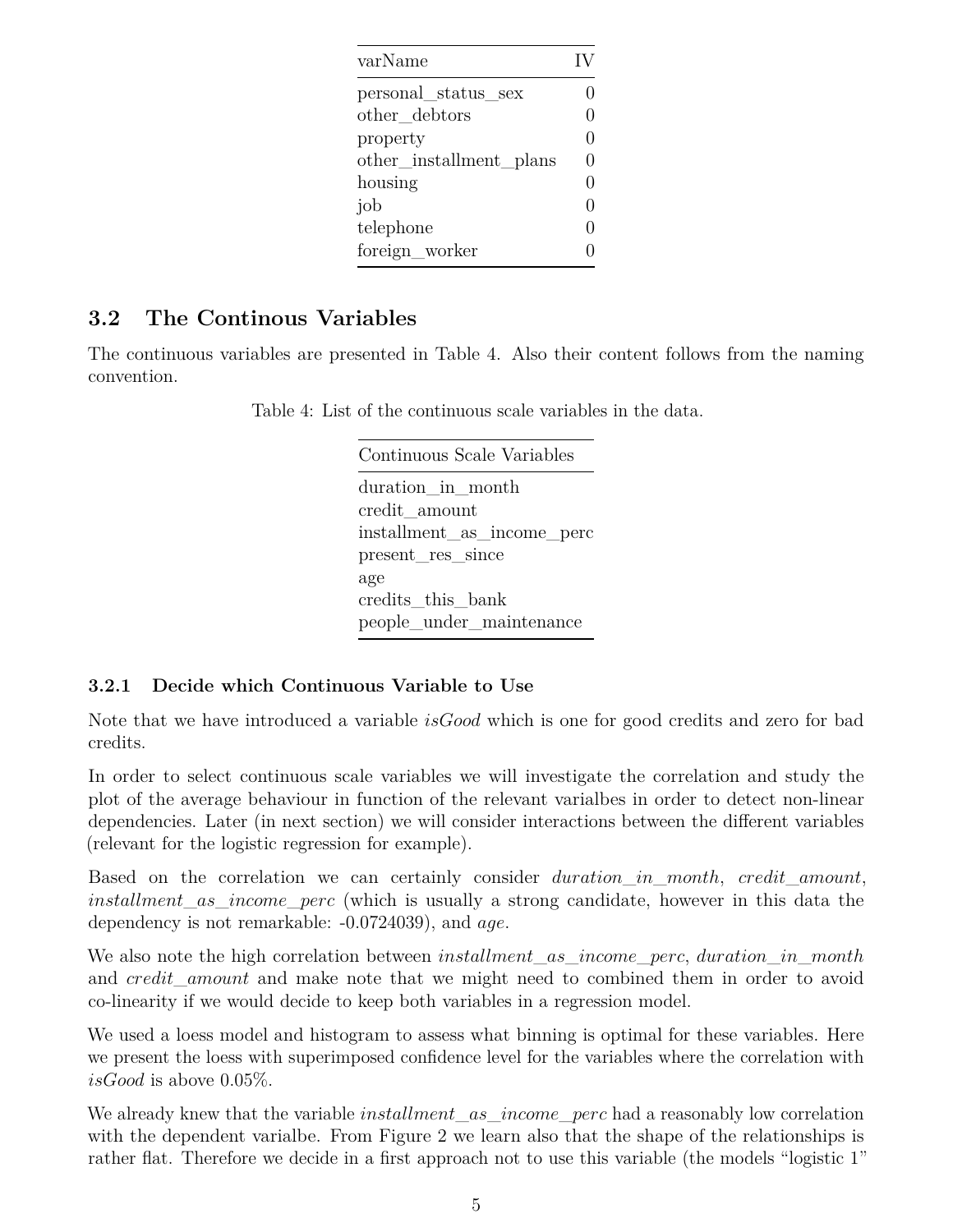| varName | IV |
|---|---|
| personal_status_sex | 0 |
| other_debtors | 0 |
| property | 0 |
| other_installment_plans | 0 |
| housing | 0 |
| job | 0 |
| telephone | 0 |
| foreign_worker | 0 |

### 3.2 The Continous Variables

The continuous variables are presented in Table 4. Also their content follows from the naming convention.

Table 4: List of the continuous scale variables in the data.

| Continuous Scale Variables |
|---|
| duration_in_month |
| credit_amount |
| installment_as_income_perc |
| present_res_since |
| age |
| credits_this_bank |
| people_under_maintenance |

#### 3.2.1 Decide which Continuous Variable to Use

Note that we have introduced a variable *isGood* which is one for good credits and zero for bad credits.

In order to select continuous scale variables we will investigate the correlation and study the plot of the average behaviour in function of the relevant varialbes in order to detect non-linear dependencies. Later (in next section) we will consider interactions between the different variables (relevant for the logistic regression for example).

Based on the correlation we can certainly consider *duration_in_month*, *credit_amount*, *installment_as_income_perc* (which is usually a strong candidate, however in this data the dependency is not remarkable: -0.0724039), and *age*.

We also note the high correlation between *installment_as_income_perc*, *duration_in_month* and *credit_amount* and make note that we might need to combined them in order to avoid co-linearity if we would decide to keep both variables in a regression model.

We used a loess model and histogram to assess what binning is optimal for these variables. Here we present the loess with superimposed confidence level for the variables where the correlation with *isGood* is above 0.05%.

We already knew that the variable *installment_as_income_perc* had a reasonably low correlation with the dependent varialbe. From Figure 2 we learn also that the shape of the relationships is rather flat. Therefore we decide in a first approach not to use this variable (the models "logistic 1"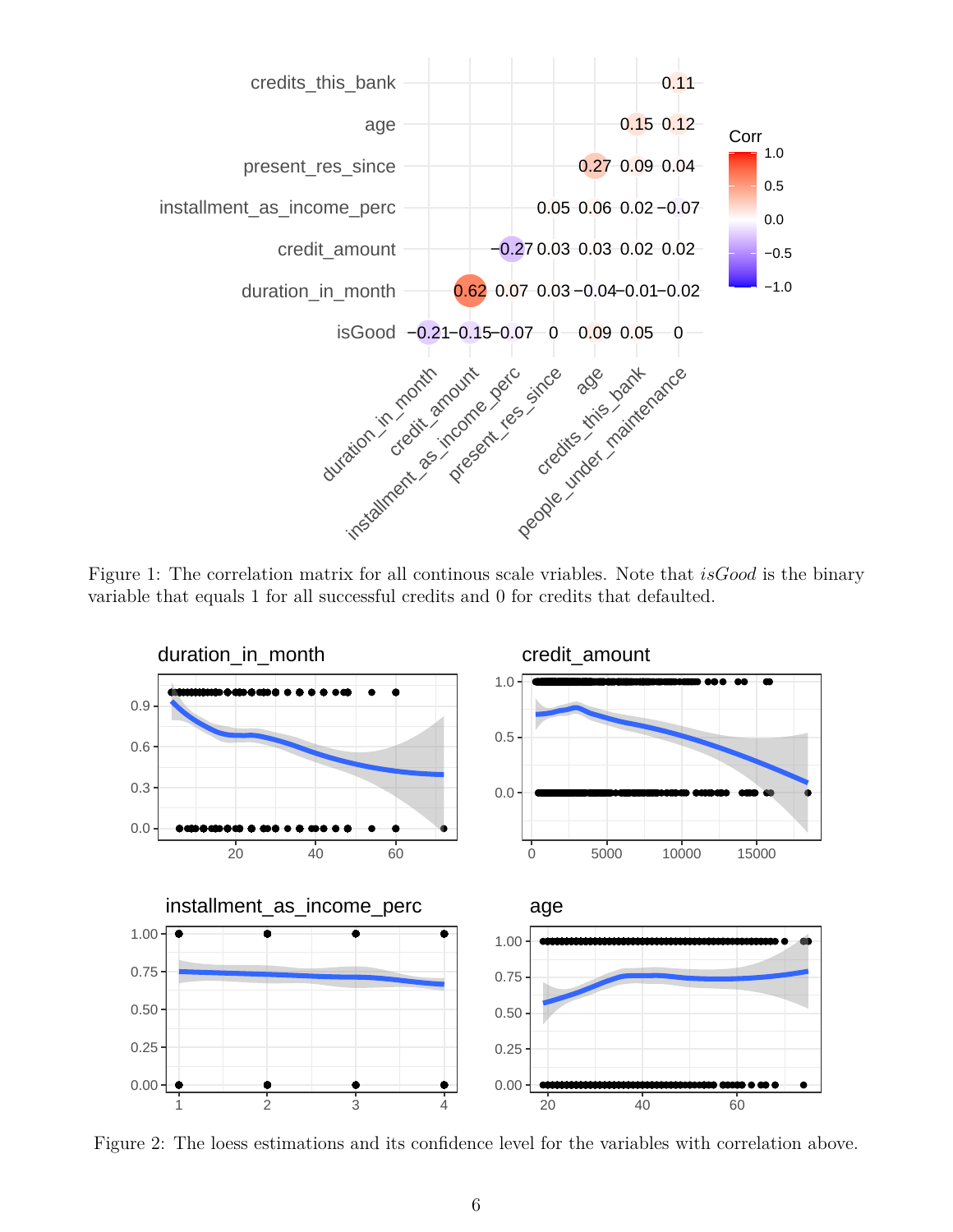Figure 1: The correlation matrix for all continous scale vriables. Note that *isGood* is the binary variable that equals 1 for all successful credits and 0 for credits that defaulted.

Figure 2: The loess estimations and its confidence level for the variables with correlation above.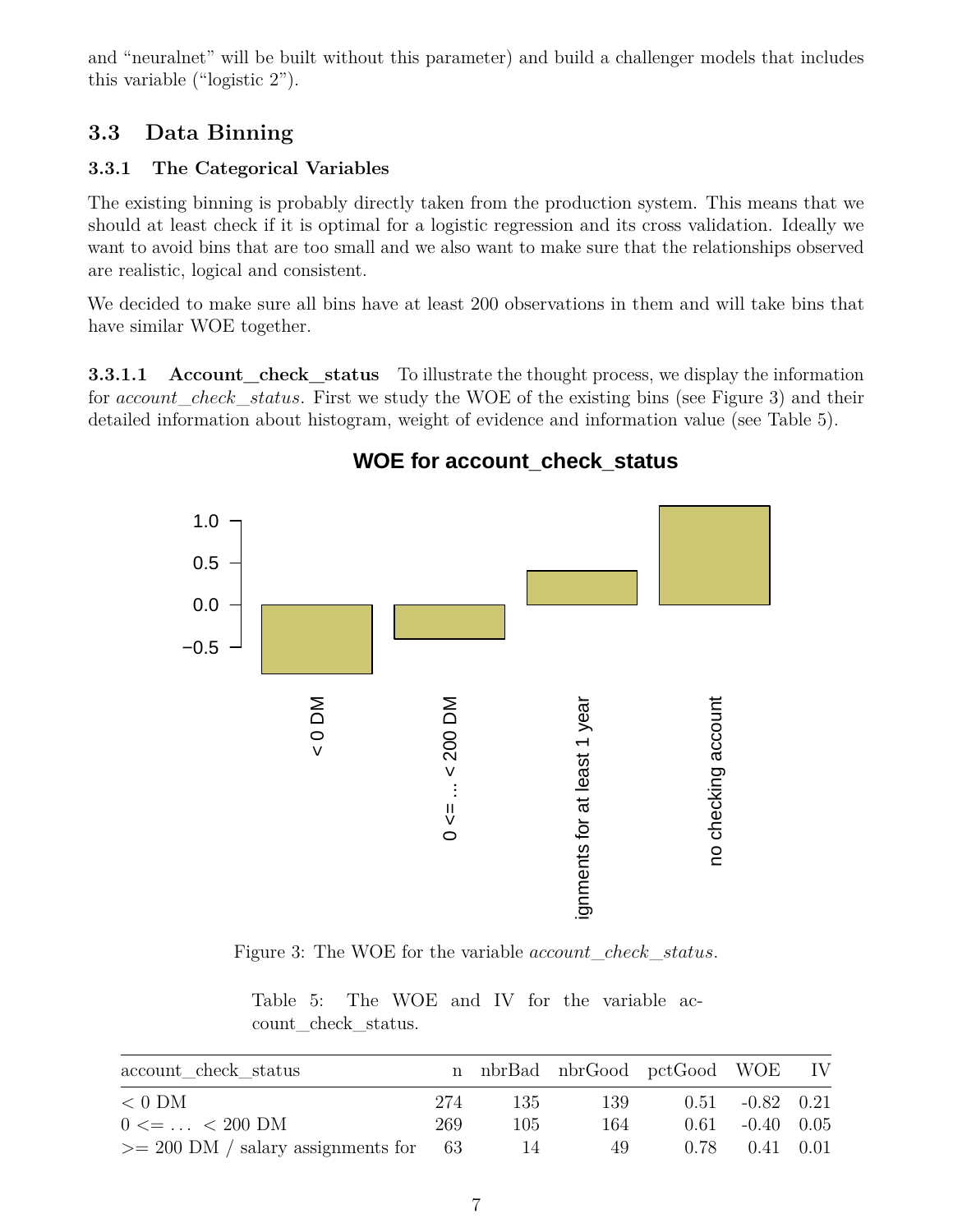and "neuralnet" will be built without this parameter) and build a challenger models that includes this variable ("logistic 2").

## 3.3 Data Binning

### 3.3.1 The Categorical Variables

The existing binning is probably directly taken from the production system. This means that we should at least check if it is optimal for a logistic regression and its cross validation. Ideally we want to avoid bins that are too small and we also want to make sure that the relationships observed are realistic, logical and consistent.

We decided to make sure all bins have at least 200 observations in them and will take bins that have similar WOE together.

**3.3.1.1 Account_check_status** To illustrate the thought process, we display the information for *account_check_status*. First we study the WOE of the existing bins (see Figure 3) and their detailed information about histogram, weight of evidence and information value (see Table 5).

Figure 3: The WOE for the variable *account_check_status*.

Table 5: The WOE and IV for the variable account_check_status.

| account_check_status | n | nbrBad | nbrGood | pctGood | WOE | IV |
|---|---|---|---|---|---|---|
| < 0 DM | 274 | 135 | 139 | 0.51 | -0.82 | 0.21 |
| 0 <= ... < 200 DM | 269 | 105 | 164 | 0.61 | -0.40 | 0.05 |
| >= 200 DM / salary assignments for | 63 | 14 | 49 | 0.78 | 0.41 | 0.01 |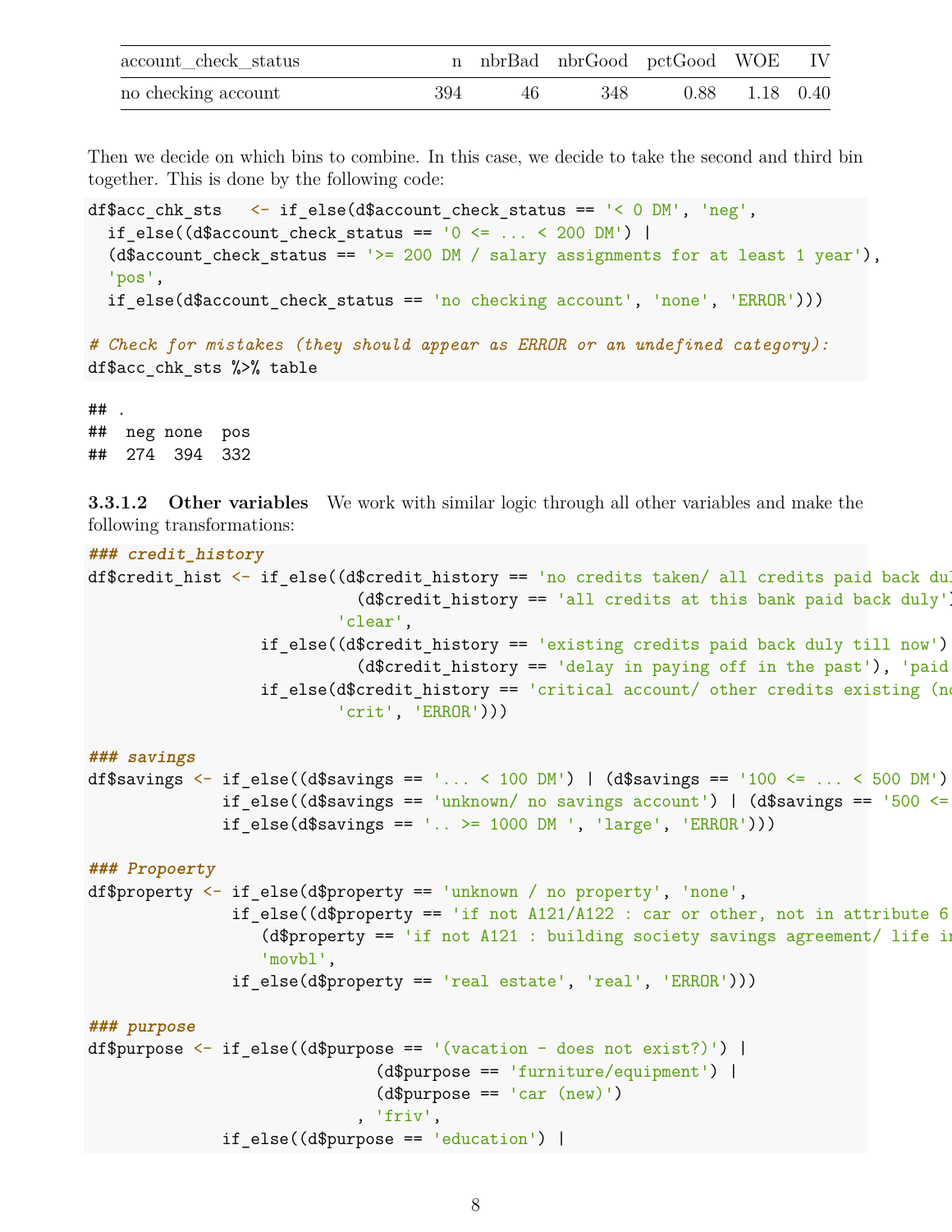| account_check_status | n | nbrBad | nbrGood | pctGood | WOE | IV |
|---|---|---|---|---|---|---|
| no checking account | 394 | 46 | 348 | 0.88 | 1.18 | 0.40 |

Then we decide on which bins to combine. In this case, we decide to take the second and third bin together. This is done by the following code:

```
df$acc_chk_sts   <- if_else(d$account_check_status == '< 0 DM', 'neg',
  if_else((d$account_check_status == '0 <= ... < 200 DM') |
  (d$account_check_status == '>= 200 DM / salary assignments for at least 1 year'),
  'pos',
  if_else(d$account_check_status == 'no checking account', 'none', 'ERROR')))

# Check for mistakes (they should appear as ERROR or an undefined category):
df$acc_chk_sts %>% table
```

```
## .
##  neg none  pos
##  274  394  332
```

#### 3.3.1.2 Other variables

We work with similar logic through all other variables and make the following transformations:

```
### credit_history
df$credit_hist <- if_else((d$credit_history == 'no credits taken/ all credits paid back dul
                          (d$credit_history == 'all credits at this bank paid back duly')
                        'clear',
                if_else((d$credit_history == 'existing credits paid back duly till now')
                          (d$credit_history == 'delay in paying off in the past'), 'paid
                if_else(d$credit_history == 'critical account/ other credits existing (no
                        'crit', 'ERROR')))

### savings
df$savings <- if_else((d$savings == '... < 100 DM') | (d$savings == '100 <= ... < 500 DM')
              if_else((d$savings == 'unknown/ no savings account') | (d$savings == '500 <=
              if_else(d$savings == '.. >= 1000 DM ', 'large', 'ERROR')))

### Propoerty
df$property <- if_else(d$property == 'unknown / no property', 'none',
               if_else((d$property == 'if not A121/A122 : car or other, not in attribute 6
                  (d$property == 'if not A121 : building society savings agreement/ life in
                  'movbl',
               if_else(d$property == 'real estate', 'real', 'ERROR')))

### purpose
df$purpose <- if_else((d$purpose == '(vacation - does not exist?)') |
                        (d$purpose == 'furniture/equipment') |
                        (d$purpose == 'car (new)')
                      , 'friv',
              if_else((d$purpose == 'education') |
```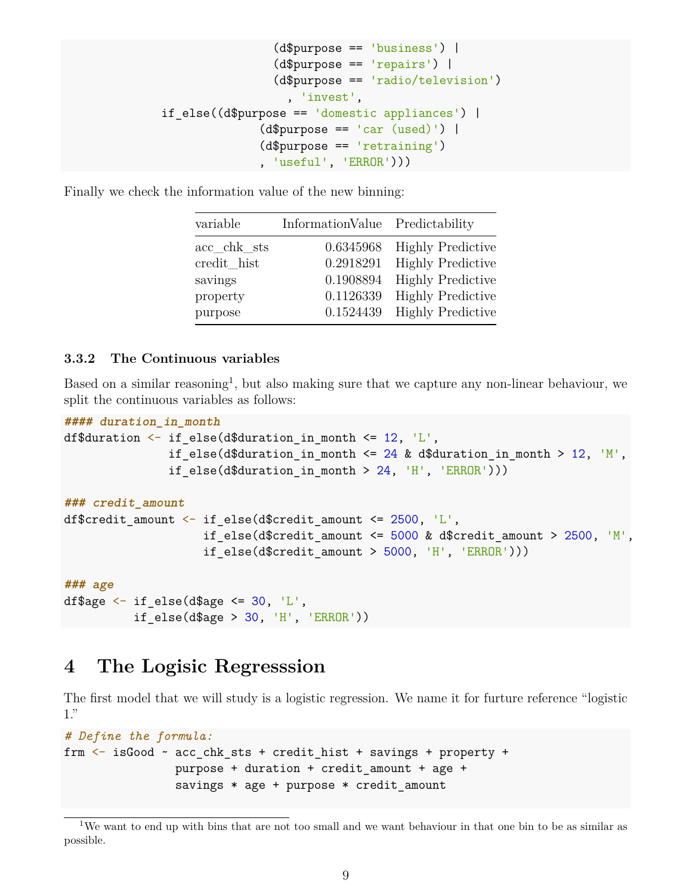```
                              (d$purpose == 'business') |
                              (d$purpose == 'repairs') |
                              (d$purpose == 'radio/television')
                                , 'invest',
               if_else((d$purpose == 'domestic appliances') |
                            (d$purpose == 'car (used)') |
                            (d$purpose == 'retraining')
                            , 'useful', 'ERROR')))
```

Finally we check the information value of the new binning:

| variable | InformationValue | Predictability |
|---|---|---|
| acc_chk_sts | 0.6345968 | Highly Predictive |
| credit_hist | 0.2918291 | Highly Predictive |
| savings | 0.1908894 | Highly Predictive |
| property | 0.1126339 | Highly Predictive |
| purpose | 0.1524439 | Highly Predictive |

### 3.3.2 The Continuous variables

Based on a similar reasoning[1], but also making sure that we capture any non-linear behaviour, we split the continuous variables as follows:

```
#### duration_in_month
df$duration <- if_else(d$duration_in_month <= 12, 'L',
               if_else(d$duration_in_month <= 24 & d$duration_in_month > 12, 'M',
               if_else(d$duration_in_month > 24, 'H', 'ERROR')))

### credit_amount
df$credit_amount <- if_else(d$credit_amount <= 2500, 'L',
                    if_else(d$credit_amount <= 5000 & d$credit_amount > 2500, 'M',
                    if_else(d$credit_amount > 5000, 'H', 'ERROR')))

### age
df$age <- if_else(d$age <= 30, 'L',
          if_else(d$age > 30, 'H', 'ERROR'))
```

# 4 The Logisic Regresssion

The first model that we will study is a logistic regression. We name it for furture reference "logistic 1."

```
# Define the formula:
frm <- isGood ~ acc_chk_sts + credit_hist + savings + property +
                purpose + duration + credit_amount + age +
                savings * age + purpose * credit_amount
```

[1] We want to end up with bins that are not too small and we want behaviour in that one bin to be as similar as possible.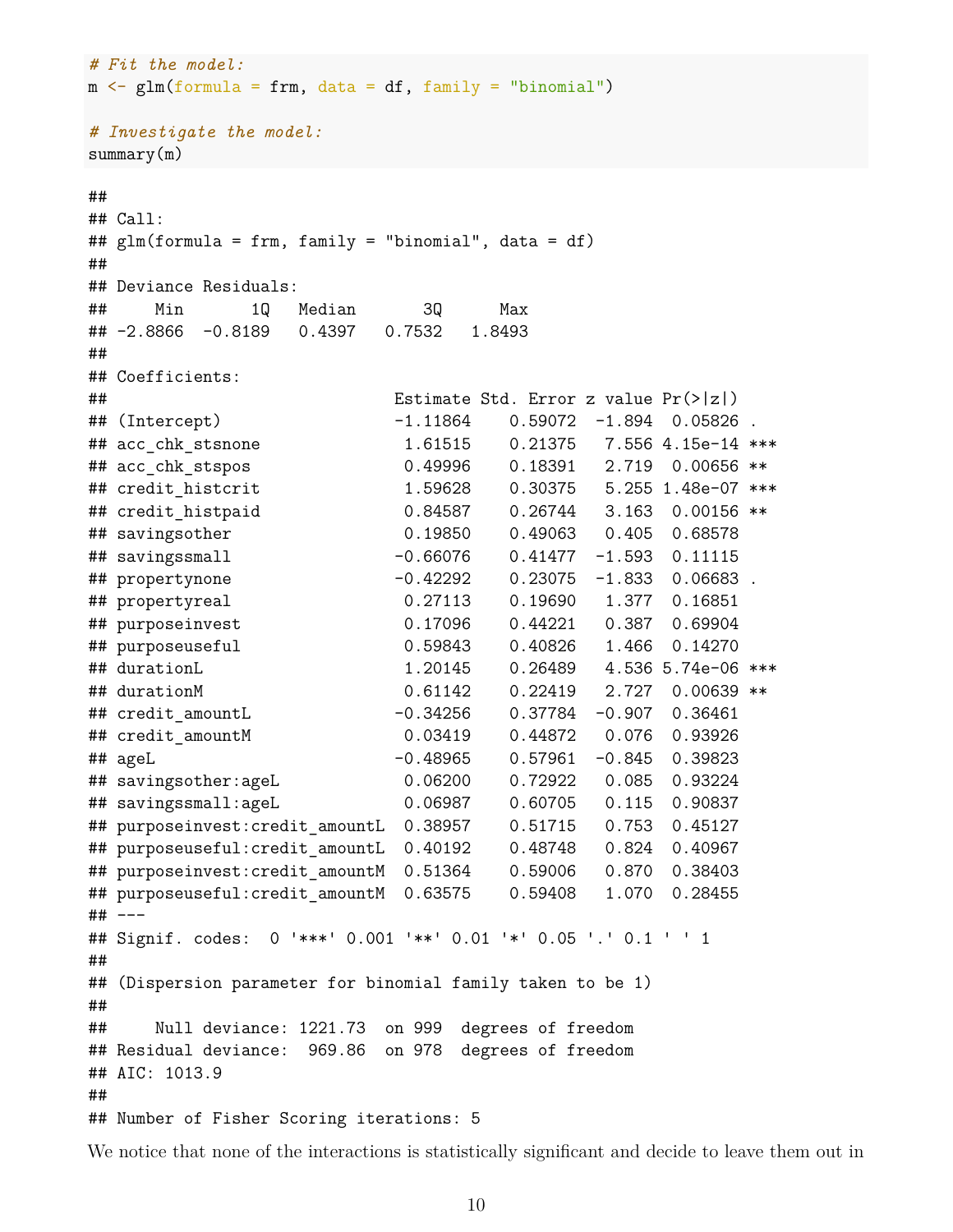```r
# Fit the model:
m <- glm(formula = frm, data = df, family = "binomial")

# Investigate the model:
summary(m)
```

```
## 
## Call:
## glm(formula = frm, family = "binomial", data = df)
## 
## Deviance Residuals: 
##     Min       1Q   Median       3Q      Max  
## -2.8866  -0.8189   0.4397   0.7532   1.8493  
## 
## Coefficients:
##                              Estimate Std. Error z value Pr(>|z|)    
## (Intercept)                  -1.11864    0.59072  -1.894  0.05826 .  
## acc_chk_stsnone               1.61515    0.21375   7.556 4.15e-14 ***
## acc_chk_stspos                0.49996    0.18391   2.719  0.00656 ** 
## credit_histcrit               1.59628    0.30375   5.255 1.48e-07 ***
## credit_histpaid               0.84587    0.26744   3.163  0.00156 ** 
## savingsother                  0.19850    0.49063   0.405  0.68578    
## savingssmall                 -0.66076    0.41477  -1.593  0.11115    
## propertynone                 -0.42292    0.23075  -1.833  0.06683 .  
## propertyreal                  0.27113    0.19690   1.377  0.16851    
## purposeinvest                 0.17096    0.44221   0.387  0.69904    
## purposeuseful                 0.59843    0.40826   1.466  0.14270    
## durationL                     1.20145    0.26489   4.536 5.74e-06 ***
## durationM                     0.61142    0.22419   2.727  0.00639 ** 
## credit_amountL               -0.34256    0.37784  -0.907  0.36461    
## credit_amountM                0.03419    0.44872   0.076  0.93926    
## ageL                         -0.48965    0.57961  -0.845  0.39823    
## savingsother:ageL             0.06200    0.72922   0.085  0.93224    
## savingssmall:ageL             0.06987    0.60705   0.115  0.90837    
## purposeinvest:credit_amountL  0.38957    0.51715   0.753  0.45127    
## purposeuseful:credit_amountL  0.40192    0.48748   0.824  0.40967    
## purposeinvest:credit_amountM  0.51364    0.59006   0.870  0.38403    
## purposeuseful:credit_amountM  0.63575    0.59408   1.070  0.28455    
## ---
## Signif. codes:  0 '***' 0.001 '**' 0.01 '*' 0.05 '.' 0.1 ' ' 1
## 
## (Dispersion parameter for binomial family taken to be 1)
## 
##     Null deviance: 1221.73  on 999  degrees of freedom
## Residual deviance:  969.86  on 978  degrees of freedom
## AIC: 1013.9
## 
## Number of Fisher Scoring iterations: 5
```

We notice that none of the interactions is statistically significant and decide to leave them out in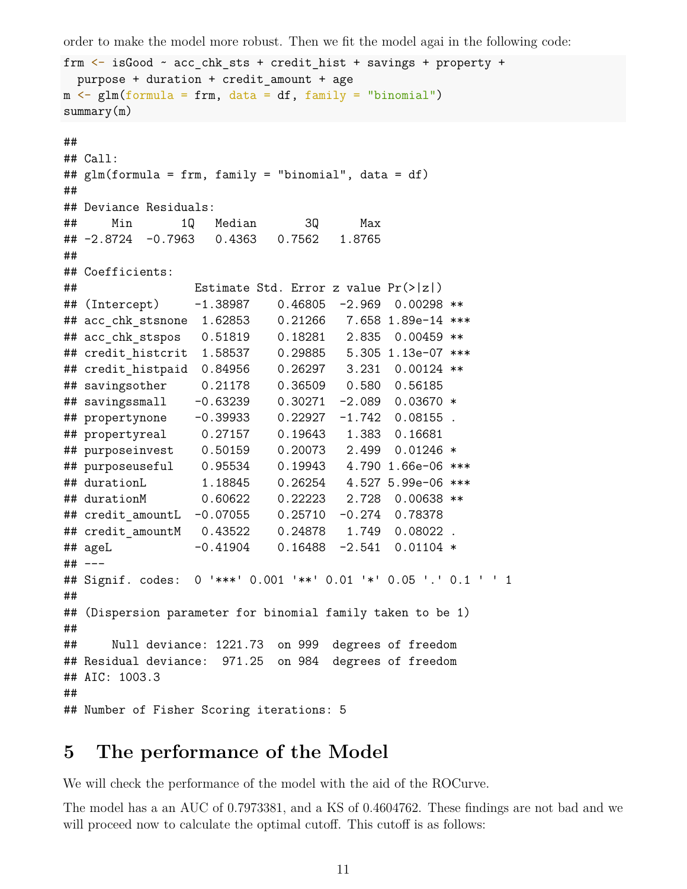order to make the model more robust. Then we fit the model agai in the following code:

```
frm <- isGood ~ acc_chk_sts + credit_hist + savings + property +
  purpose + duration + credit_amount + age
m <- glm(formula = frm, data = df, family = "binomial")
summary(m)
```

```
## 
## Call:
## glm(formula = frm, family = "binomial", data = df)
## 
## Deviance Residuals: 
##     Min       1Q   Median       3Q      Max  
## -2.8724  -0.7963   0.4363   0.7562   1.8765  
## 
## Coefficients:
##                 Estimate Std. Error z value Pr(>|z|)    
## (Intercept)     -1.38987    0.46805  -2.969  0.00298 ** 
## acc_chk_stsnone  1.62853    0.21266   7.658 1.89e-14 ***
## acc_chk_stspos   0.51819    0.18281   2.835  0.00459 ** 
## credit_histcrit  1.58537    0.29885   5.305 1.13e-07 ***
## credit_histpaid  0.84956    0.26297   3.231  0.00124 ** 
## savingsother     0.21178    0.36509   0.580  0.56185    
## savingssmall    -0.63239    0.30271  -2.089  0.03670 *  
## propertynone    -0.39933    0.22927  -1.742  0.08155 .  
## propertyreal     0.27157    0.19643   1.383  0.16681    
## purposeinvest    0.50159    0.20073   2.499  0.01246 *  
## purposeuseful    0.95534    0.19943   4.790 1.66e-06 ***
## durationL        1.18845    0.26254   4.527 5.99e-06 ***
## durationM        0.60622    0.22223   2.728  0.00638 ** 
## credit_amountL  -0.07055    0.25710  -0.274  0.78378    
## credit_amountM   0.43522    0.24878   1.749  0.08022 .  
## ageL            -0.41904    0.16488  -2.541  0.01104 *  
## ---
## Signif. codes:  0 '***' 0.001 '**' 0.01 '*' 0.05 '.' 0.1 ' ' 1
## 
## (Dispersion parameter for binomial family taken to be 1)
## 
##     Null deviance: 1221.73  on 999  degrees of freedom
## Residual deviance:  971.25  on 984  degrees of freedom
## AIC: 1003.3
## 
## Number of Fisher Scoring iterations: 5
```

# 5 The performance of the Model

We will check the performance of the model with the aid of the ROCurve.

The model has a an AUC of 0.7973381, and a KS of 0.4604762. These findings are not bad and we will proceed now to calculate the optimal cutoff. This cutoff is as follows: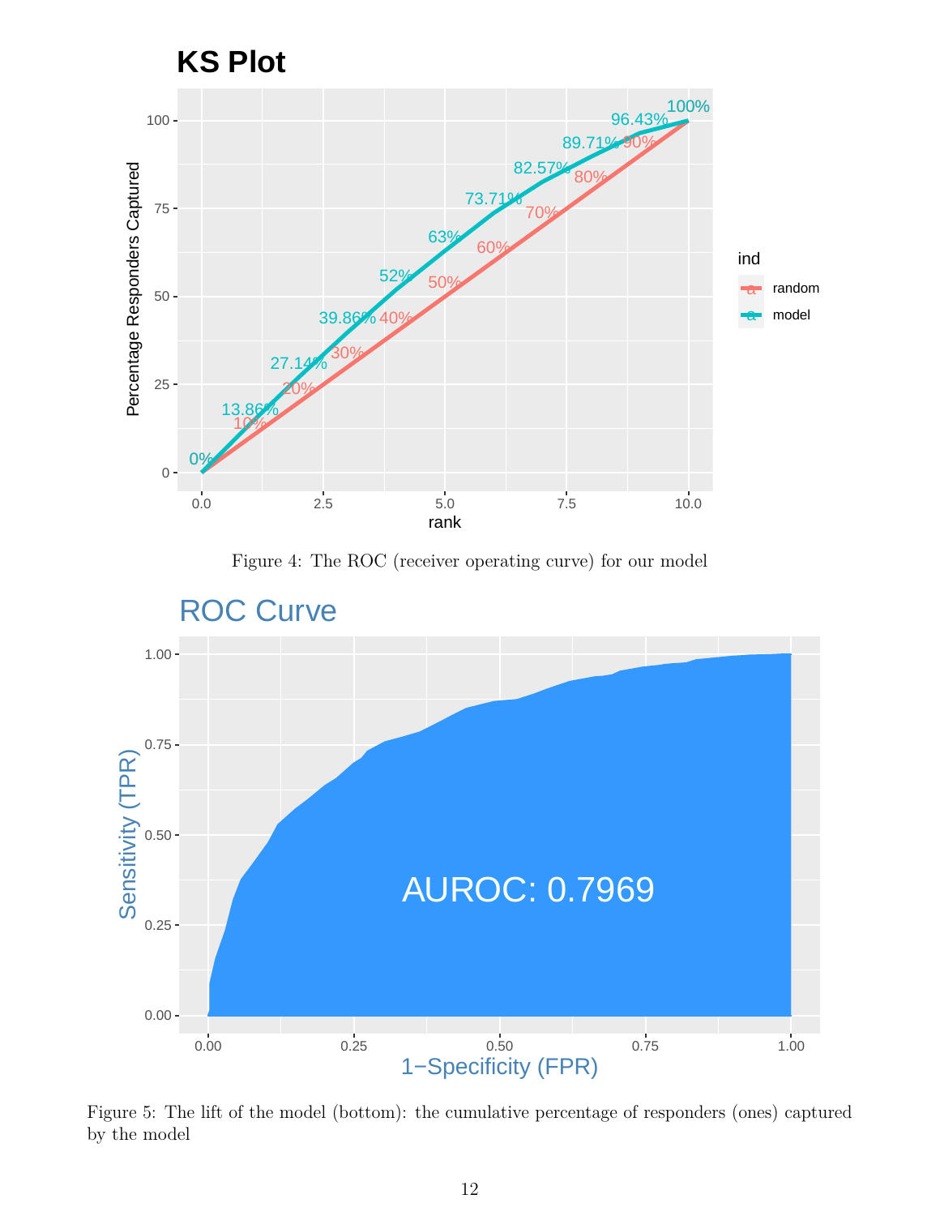Figure 4: The ROC (receiver operating curve) for our model

Figure 5: The lift of the model (bottom): the cumulative percentage of responders (ones) captured by the model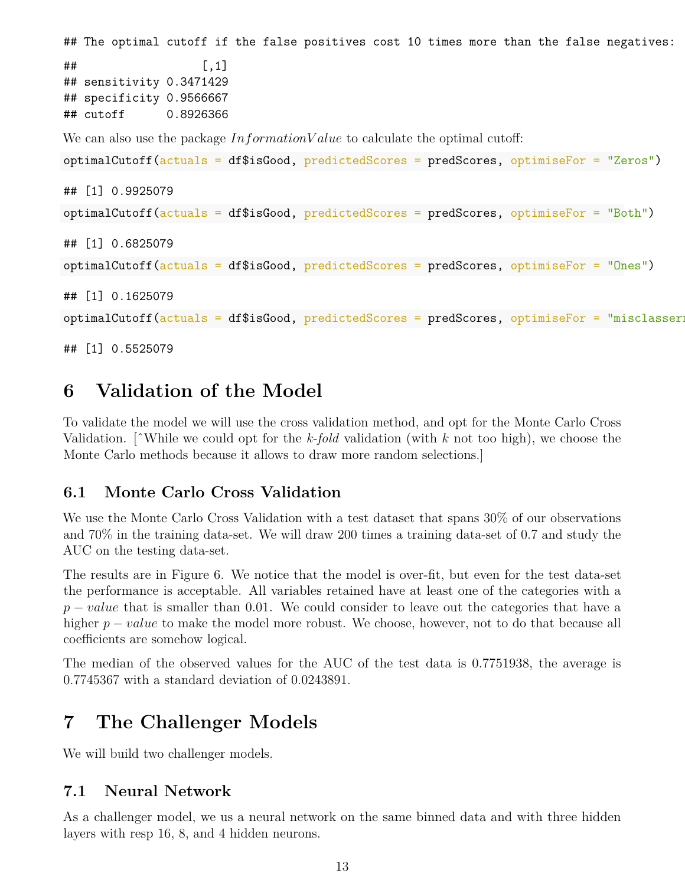```
## The optimal cutoff if the false positives cost 10 times more than the false negatives:
##                  [,1]
## sensitivity 0.3471429
## specificity 0.9566667
## cutoff      0.8926366
```

We can also use the package $InformationValue$ to calculate the optimal cutoff:

```
optimalCutoff(actuals = df$isGood, predictedScores = predScores, optimiseFor = "Zeros")
```

```
## [1] 0.9925079
```

```
optimalCutoff(actuals = df$isGood, predictedScores = predScores, optimiseFor = "Both")
```

```
## [1] 0.6825079
```

```
optimalCutoff(actuals = df$isGood, predictedScores = predScores, optimiseFor = "Ones")
```

```
## [1] 0.1625079
```

```
optimalCutoff(actuals = df$isGood, predictedScores = predScores, optimiseFor = "misclasserr
```

```
## [1] 0.5525079
```

# 6 Validation of the Model

To validate the model we will use the cross validation method, and opt for the Monte Carlo Cross Validation. [^While we could opt for the *k-fold* validation (with $k$ not too high), we choose the Monte Carlo methods because it allows to draw more random selections.]

## 6.1 Monte Carlo Cross Validation

We use the Monte Carlo Cross Validation with a test dataset that spans 30% of our observations and 70% in the training data-set. We will draw 200 times a training data-set of 0.7 and study the AUC on the testing data-set.

The results are in Figure 6. We notice that the model is over-fit, but even for the test data-set the performance is acceptable. All variables retained have at least one of the categories with a $p - value$ that is smaller than 0.01. We could consider to leave out the categories that have a higher $p - value$ to make the model more robust. We choose, however, not to do that because all coefficients are somehow logical.

The median of the observed values for the AUC of the test data is 0.7751938, the average is 0.7745367 with a standard deviation of 0.0243891.

# 7 The Challenger Models

We will build two challenger models.

## 7.1 Neural Network

As a challenger model, we us a neural network on the same binned data and with three hidden layers with resp 16, 8, and 4 hidden neurons.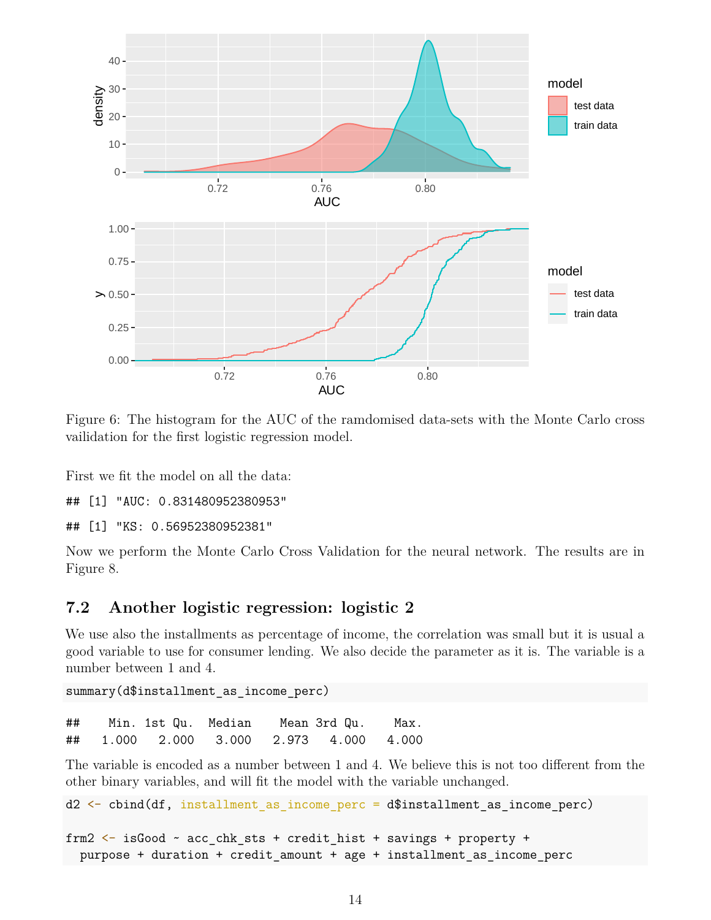Figure 6: The histogram for the AUC of the ramdomised data-sets with the Monte Carlo cross vailidation for the first logistic regression model.

First we fit the model on all the data:

```
## [1] "AUC: 0.831480952380953"
```

```
## [1] "KS: 0.56952380952381"
```

Now we perform the Monte Carlo Cross Validation for the neural network. The results are in Figure 8.

### 7.2 Another logistic regression: logistic 2

We use also the installments as percentage of income, the correlation was small but it is usual a good variable to use for consumer lending. We also decide the parameter as it is. The variable is a number between 1 and 4.

```
summary(d$installment_as_income_perc)
```

```
##    Min. 1st Qu.  Median    Mean 3rd Qu.    Max.
##   1.000   2.000   3.000   2.973   4.000   4.000
```

The variable is encoded as a number between 1 and 4. We believe this is not too different from the other binary variables, and will fit the model with the variable unchanged.

```
d2 <- cbind(df, installment_as_income_perc = d$installment_as_income_perc)

frm2 <- isGood ~ acc_chk_sts + credit_hist + savings + property +
  purpose + duration + credit_amount + age + installment_as_income_perc
```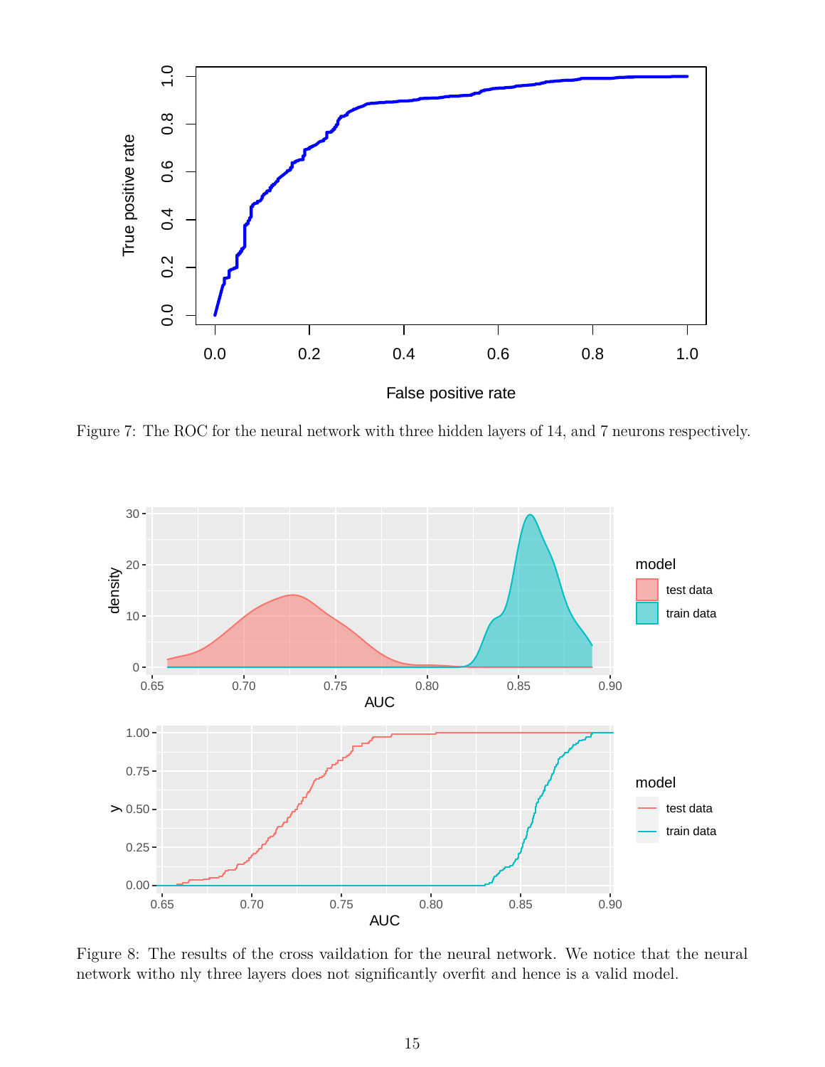Figure 7: The ROC for the neural network with three hidden layers of 14, and 7 neurons respectively.

Figure 8: The results of the cross vaildation for the neural network. We notice that the neural network witho nly three layers does not significantly overfit and hence is a valid model.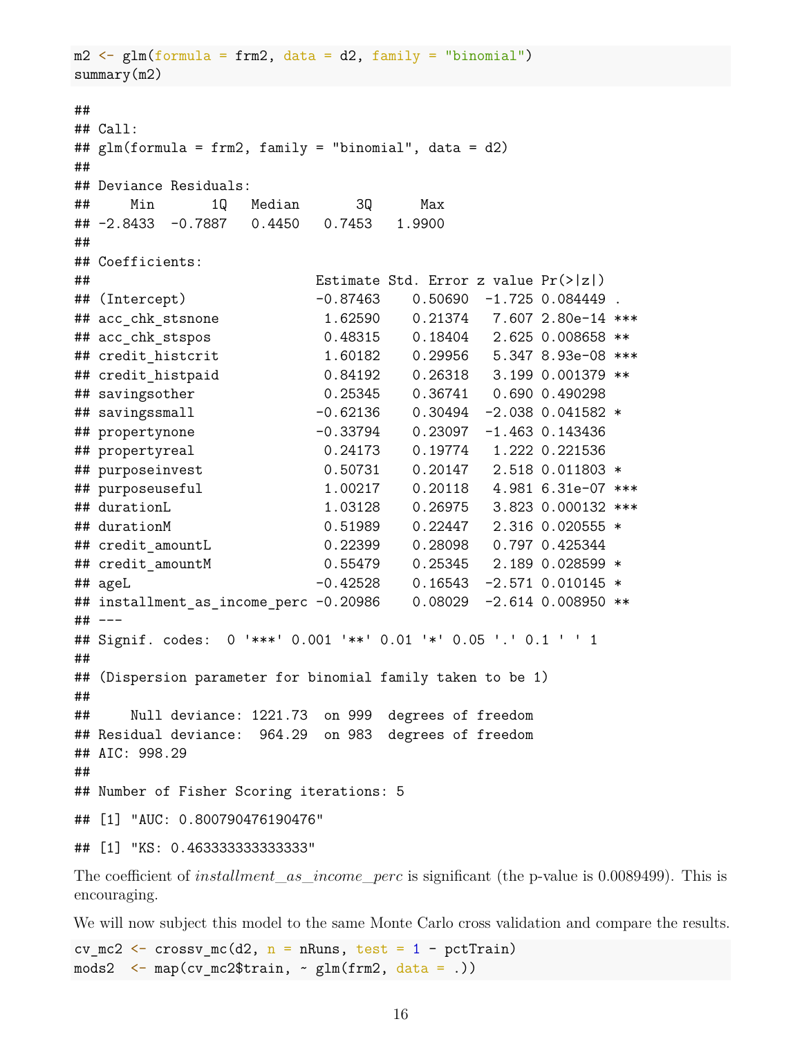```r
m2 <- glm(formula = frm2, data = d2, family = "binomial")
summary(m2)
```

```
##
## Call:
## glm(formula = frm2, family = "binomial", data = d2)
##
## Deviance Residuals:
##     Min       1Q   Median       3Q      Max
## -2.8433  -0.7887   0.4450   0.7453   1.9900
##
## Coefficients:
##                            Estimate Std. Error z value Pr(>|z|)
## (Intercept)                -0.87463    0.50690  -1.725 0.084449 .
## acc_chk_stsnone             1.62590    0.21374   7.607 2.80e-14 ***
## acc_chk_stspos              0.48315    0.18404   2.625 0.008658 **
## credit_histcrit             1.60182    0.29956   5.347 8.93e-08 ***
## credit_histpaid             0.84192    0.26318   3.199 0.001379 **
## savingsother                0.25345    0.36741   0.690 0.490298
## savingssmall               -0.62136    0.30494  -2.038 0.041582 *
## propertynone               -0.33794    0.23097  -1.463 0.143436
## propertyreal                0.24173    0.19774   1.222 0.221536
## purposeinvest               0.50731    0.20147   2.518 0.011803 *
## purposeuseful               1.00217    0.20118   4.981 6.31e-07 ***
## durationL                   1.03128    0.26975   3.823 0.000132 ***
## durationM                   0.51989    0.22447   2.316 0.020555 *
## credit_amountL              0.22399    0.28098   0.797 0.425344
## credit_amountM              0.55479    0.25345   2.189 0.028599 *
## ageL                       -0.42528    0.16543  -2.571 0.010145 *
## installment_as_income_perc -0.20986    0.08029  -2.614 0.008950 **
## ---
## Signif. codes:  0 '***' 0.001 '**' 0.01 '*' 0.05 '.' 0.1 ' ' 1
##
## (Dispersion parameter for binomial family taken to be 1)
##
##     Null deviance: 1221.73  on 999  degrees of freedom
## Residual deviance:  964.29  on 983  degrees of freedom
## AIC: 998.29
##
## Number of Fisher Scoring iterations: 5

## [1] "AUC: 0.800790476190476"

## [1] "KS: 0.463333333333333"
```

The coefficient of *installment_as_income_perc* is significant (the p-value is 0.0089499). This is encouraging.

We will now subject this model to the same Monte Carlo cross validation and compare the results.

```r
cv_mc2 <- crossv_mc(d2, n = nRuns, test = 1 - pctTrain)
mods2  <- map(cv_mc2$train, ~ glm(frm2, data = .))
```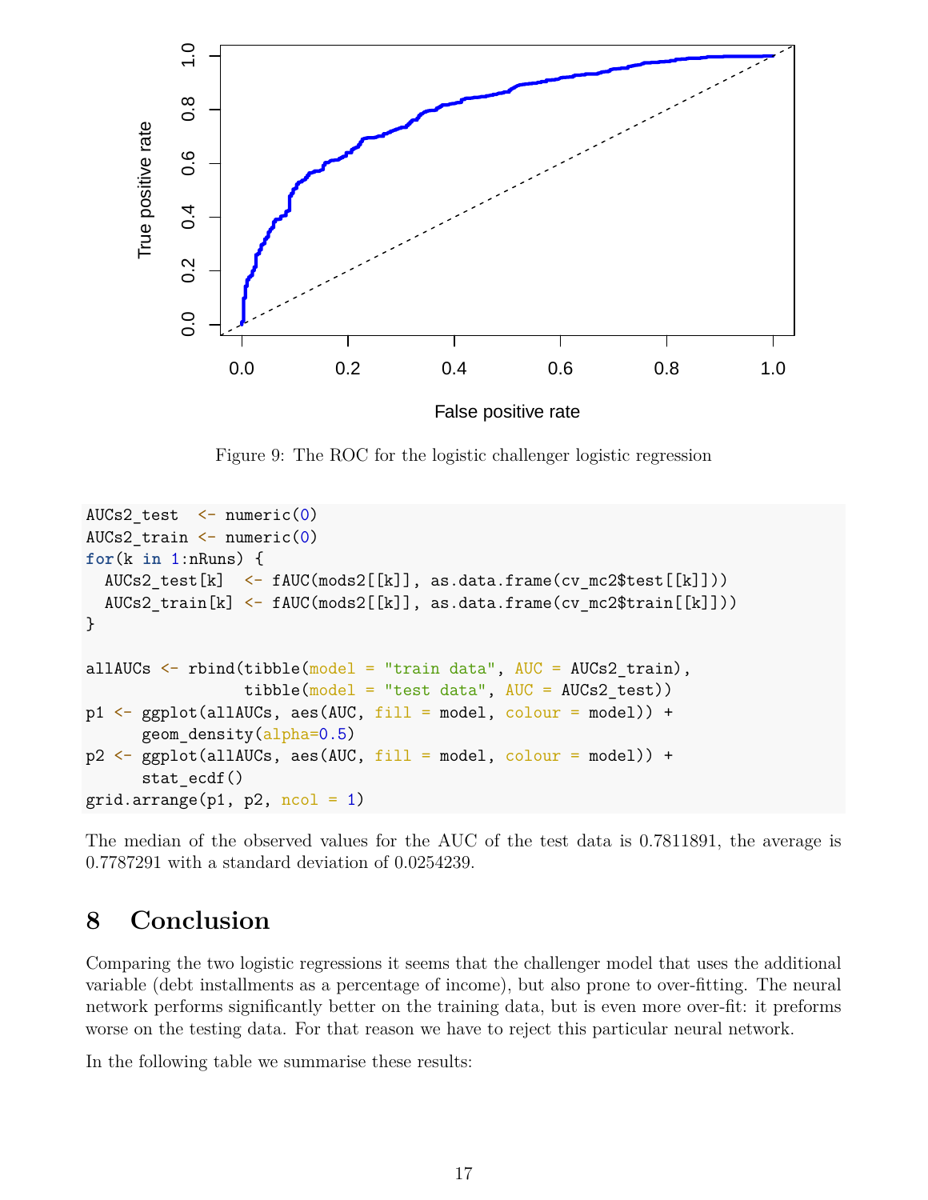Figure 9: The ROC for the logistic challenger logistic regression

```
AUCs2_test  <- numeric(0)
AUCs2_train <- numeric(0)
for(k in 1:nRuns) {
  AUCs2_test[k]  <- fAUC(mods2[[k]], as.data.frame(cv_mc2$test[[k]]))
  AUCs2_train[k] <- fAUC(mods2[[k]], as.data.frame(cv_mc2$train[[k]]))
}

allAUCs <- rbind(tibble(model = "train data", AUC = AUCs2_train),
                 tibble(model = "test data", AUC = AUCs2_test))
p1 <- ggplot(allAUCs, aes(AUC, fill = model, colour = model)) +
      geom_density(alpha=0.5)
p2 <- ggplot(allAUCs, aes(AUC, fill = model, colour = model)) +
      stat_ecdf()
grid.arrange(p1, p2, ncol = 1)
```

The median of the observed values for the AUC of the test data is 0.7811891, the average is 0.7787291 with a standard deviation of 0.0254239.

# 8 Conclusion

Comparing the two logistic regressions it seems that the challenger model that uses the additional variable (debt installments as a percentage of income), but also prone to over-fitting. The neural network performs significantly better on the training data, but is even more over-fit: it preforms worse on the testing data. For that reason we have to reject this particular neural network.

In the following table we summarise these results: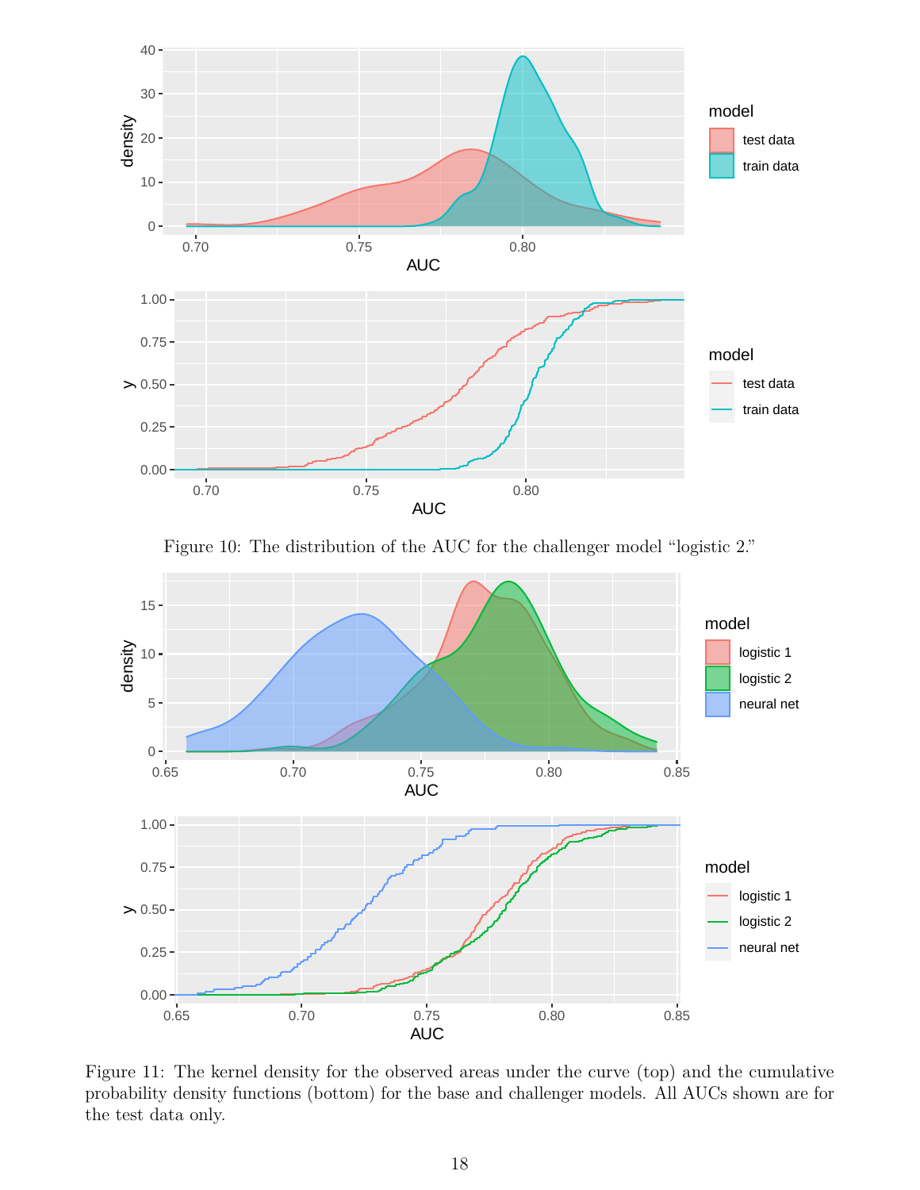Figure 10: The distribution of the AUC for the challenger model "logistic 2."

Figure 11: The kernel density for the observed areas under the curve (top) and the cumulative probability density functions (bottom) for the base and challenger models. All AUCs shown are for the test data only.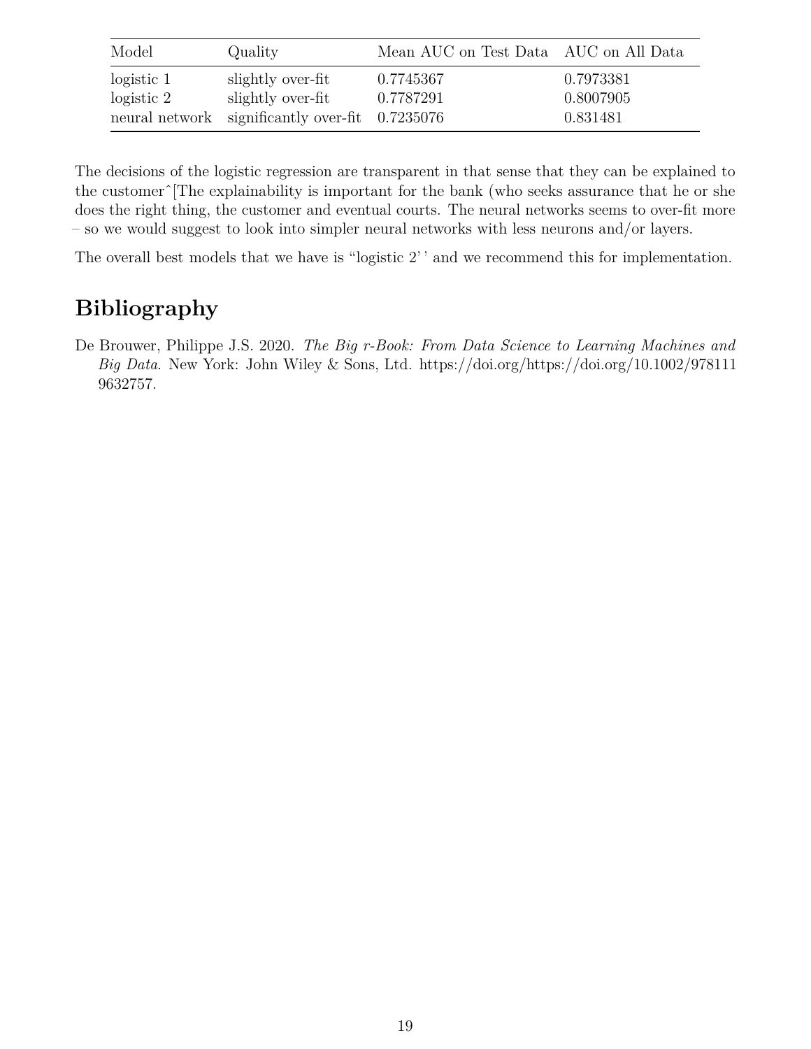| Model | Quality | Mean AUC on Test Data | AUC on All Data |
| --- | --- | --- | --- |
| logistic 1 | slightly over-fit | 0.7745367 | 0.7973381 |
| logistic 2 | slightly over-fit | 0.7787291 | 0.8007905 |
| neural network | significantly over-fit | 0.7235076 | 0.831481 |

The decisions of the logistic regression are transparent in that sense that they can be explained to the customerˆ[The explainability is important for the bank (who seeks assurance that he or she does the right thing, the customer and eventual courts. The neural networks seems to over-fit more – so we would suggest to look into simpler neural networks with less neurons and/or layers.

The overall best models that we have is "logistic 2' ' and we recommend this for implementation.

# Bibliography

De Brouwer, Philippe J.S. 2020. *The Big r-Book: From Data Science to Learning Machines and Big Data*. New York: John Wiley & Sons, Ltd. https://doi.org/https://doi.org/10.1002/9781119632757.